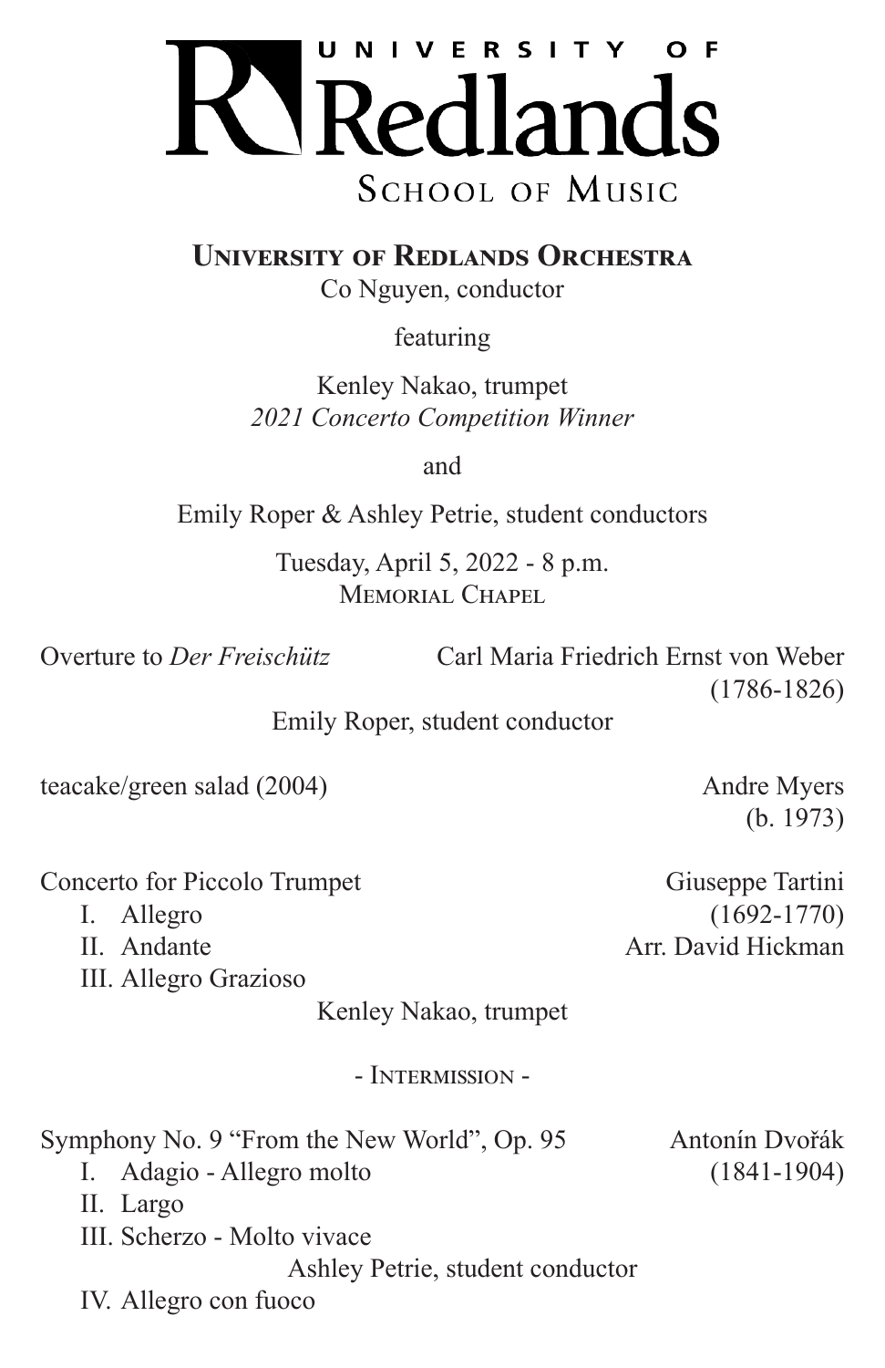# University of Redlands School of Music

## University of Redlands Orchestra

Co Nguyen, conductor

featuring

Kenley Nakao, trumpet
*2021 Concerto Competition Winner*

and

Emily Roper & Ashley Petrie, student conductors

Tuesday, April 5, 2022 - 8 p.m.
Memorial Chapel

Overture to *Der Freischütz* — Carl Maria Friedrich Ernst von Weber (1786-1826)

Emily Roper, student conductor

teacake/green salad (2004) — Andre Myers (b. 1973)

Concerto for Piccolo Trumpet — Giuseppe Tartini (1692-1770), Arr. David Hickman

I. Allegro
II. Andante
III. Allegro Grazioso

Kenley Nakao, trumpet

\- Intermission -

Symphony No. 9 "From the New World", Op. 95 — Antonín Dvořák (1841-1904)

I. Adagio - Allegro molto
II. Largo
III. Scherzo - Molto vivace

Ashley Petrie, student conductor

IV. Allegro con fuoco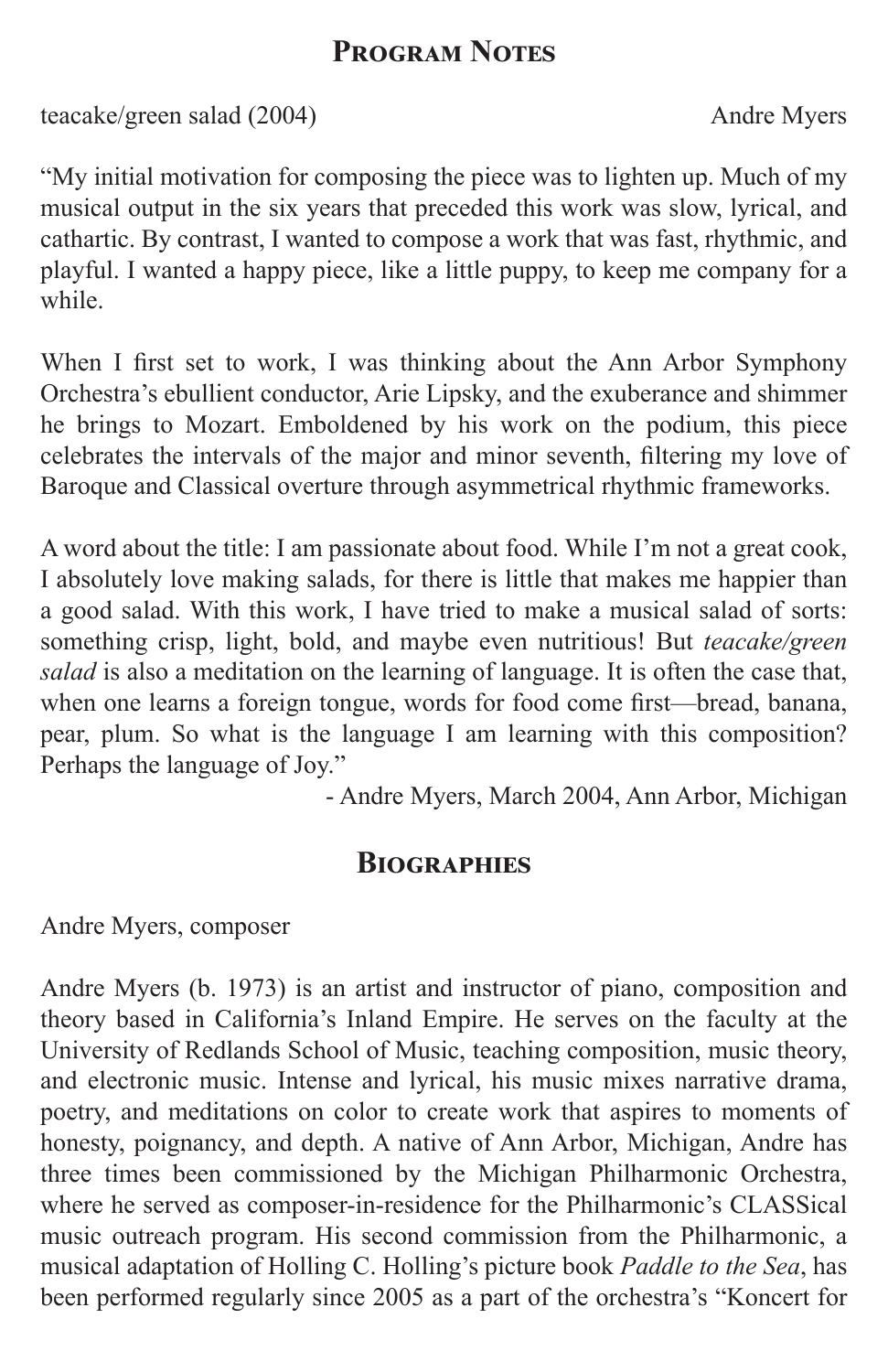## Program Notes

teacake/green salad (2004) Andre Myers

"My initial motivation for composing the piece was to lighten up. Much of my musical output in the six years that preceded this work was slow, lyrical, and cathartic. By contrast, I wanted to compose a work that was fast, rhythmic, and playful. I wanted a happy piece, like a little puppy, to keep me company for a while.

When I first set to work, I was thinking about the Ann Arbor Symphony Orchestra's ebullient conductor, Arie Lipsky, and the exuberance and shimmer he brings to Mozart. Emboldened by his work on the podium, this piece celebrates the intervals of the major and minor seventh, filtering my love of Baroque and Classical overture through asymmetrical rhythmic frameworks.

A word about the title: I am passionate about food. While I'm not a great cook, I absolutely love making salads, for there is little that makes me happier than a good salad. With this work, I have tried to make a musical salad of sorts: something crisp, light, bold, and maybe even nutritious! But *teacake/green salad* is also a meditation on the learning of language. It is often the case that, when one learns a foreign tongue, words for food come first—bread, banana, pear, plum. So what is the language I am learning with this composition? Perhaps the language of Joy."

- Andre Myers, March 2004, Ann Arbor, Michigan

## Biographies

Andre Myers, composer

Andre Myers (b. 1973) is an artist and instructor of piano, composition and theory based in California's Inland Empire. He serves on the faculty at the University of Redlands School of Music, teaching composition, music theory, and electronic music. Intense and lyrical, his music mixes narrative drama, poetry, and meditations on color to create work that aspires to moments of honesty, poignancy, and depth. A native of Ann Arbor, Michigan, Andre has three times been commissioned by the Michigan Philharmonic Orchestra, where he served as composer-in-residence for the Philharmonic's CLASSical music outreach program. His second commission from the Philharmonic, a musical adaptation of Holling C. Holling's picture book *Paddle to the Sea*, has been performed regularly since 2005 as a part of the orchestra's "Koncert for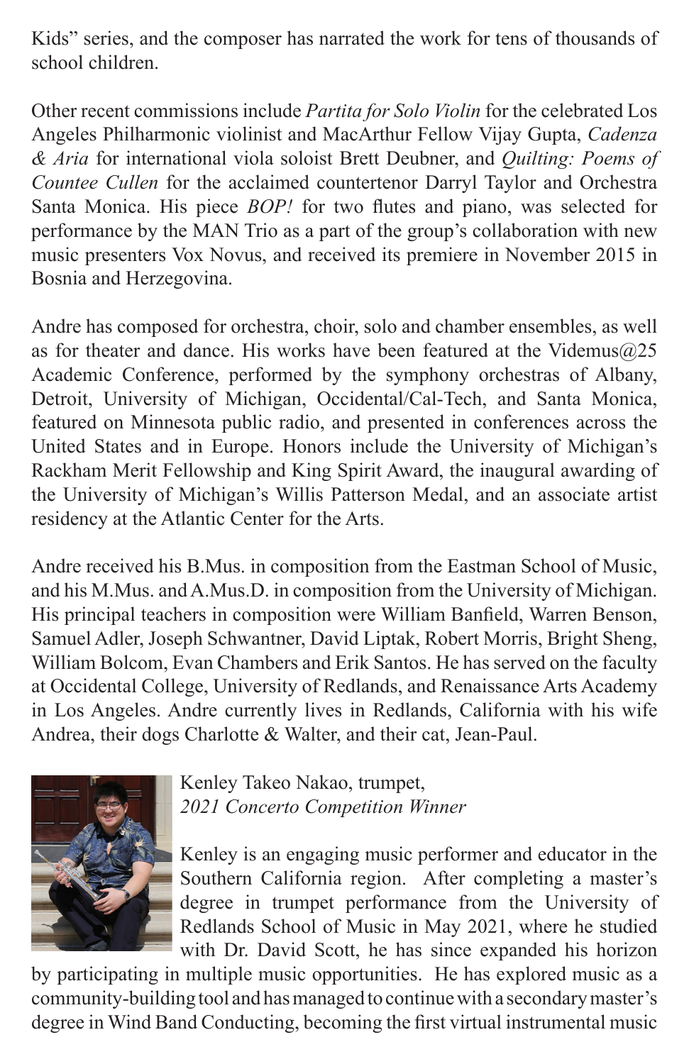Kids" series, and the composer has narrated the work for tens of thousands of school children.

Other recent commissions include *Partita for Solo Violin* for the celebrated Los Angeles Philharmonic violinist and MacArthur Fellow Vijay Gupta, *Cadenza & Aria* for international viola soloist Brett Deubner, and *Quilting: Poems of Countee Cullen* for the acclaimed countertenor Darryl Taylor and Orchestra Santa Monica. His piece *BOP!* for two flutes and piano, was selected for performance by the MAN Trio as a part of the group's collaboration with new music presenters Vox Novus, and received its premiere in November 2015 in Bosnia and Herzegovina.

Andre has composed for orchestra, choir, solo and chamber ensembles, as well as for theater and dance. His works have been featured at the Videmus@25 Academic Conference, performed by the symphony orchestras of Albany, Detroit, University of Michigan, Occidental/Cal-Tech, and Santa Monica, featured on Minnesota public radio, and presented in conferences across the United States and in Europe. Honors include the University of Michigan's Rackham Merit Fellowship and King Spirit Award, the inaugural awarding of the University of Michigan's Willis Patterson Medal, and an associate artist residency at the Atlantic Center for the Arts.

Andre received his B.Mus. in composition from the Eastman School of Music, and his M.Mus. and A.Mus.D. in composition from the University of Michigan. His principal teachers in composition were William Banfield, Warren Benson, Samuel Adler, Joseph Schwantner, David Liptak, Robert Morris, Bright Sheng, William Bolcom, Evan Chambers and Erik Santos. He has served on the faculty at Occidental College, University of Redlands, and Renaissance Arts Academy in Los Angeles. Andre currently lives in Redlands, California with his wife Andrea, their dogs Charlotte & Walter, and their cat, Jean-Paul.

Kenley Takeo Nakao, trumpet,
*2021 Concerto Competition Winner*

Kenley is an engaging music performer and educator in the Southern California region. After completing a master's degree in trumpet performance from the University of Redlands School of Music in May 2021, where he studied with Dr. David Scott, he has since expanded his horizon by participating in multiple music opportunities. He has explored music as a community-building tool and has managed to continue with a secondary master's degree in Wind Band Conducting, becoming the first virtual instrumental music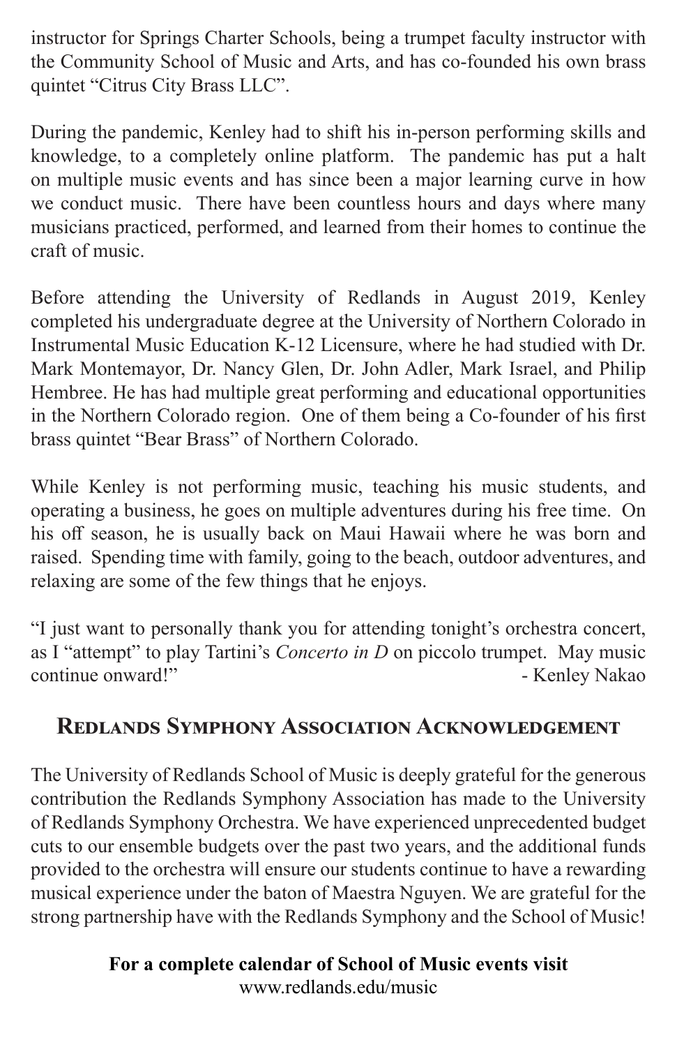instructor for Springs Charter Schools, being a trumpet faculty instructor with the Community School of Music and Arts, and has co-founded his own brass quintet "Citrus City Brass LLC".

During the pandemic, Kenley had to shift his in-person performing skills and knowledge, to a completely online platform. The pandemic has put a halt on multiple music events and has since been a major learning curve in how we conduct music. There have been countless hours and days where many musicians practiced, performed, and learned from their homes to continue the craft of music.

Before attending the University of Redlands in August 2019, Kenley completed his undergraduate degree at the University of Northern Colorado in Instrumental Music Education K-12 Licensure, where he had studied with Dr. Mark Montemayor, Dr. Nancy Glen, Dr. John Adler, Mark Israel, and Philip Hembree. He has had multiple great performing and educational opportunities in the Northern Colorado region. One of them being a Co-founder of his first brass quintet "Bear Brass" of Northern Colorado.

While Kenley is not performing music, teaching his music students, and operating a business, he goes on multiple adventures during his free time. On his off season, he is usually back on Maui Hawaii where he was born and raised. Spending time with family, going to the beach, outdoor adventures, and relaxing are some of the few things that he enjoys.

"I just want to personally thank you for attending tonight's orchestra concert, as I "attempt" to play Tartini's *Concerto in D* on piccolo trumpet. May music continue onward!" - Kenley Nakao

## Redlands Symphony Association Acknowledgement

The University of Redlands School of Music is deeply grateful for the generous contribution the Redlands Symphony Association has made to the University of Redlands Symphony Orchestra. We have experienced unprecedented budget cuts to our ensemble budgets over the past two years, and the additional funds provided to the orchestra will ensure our students continue to have a rewarding musical experience under the baton of Maestra Nguyen. We are grateful for the strong partnership have with the Redlands Symphony and the School of Music!

**For a complete calendar of School of Music events visit**
www.redlands.edu/music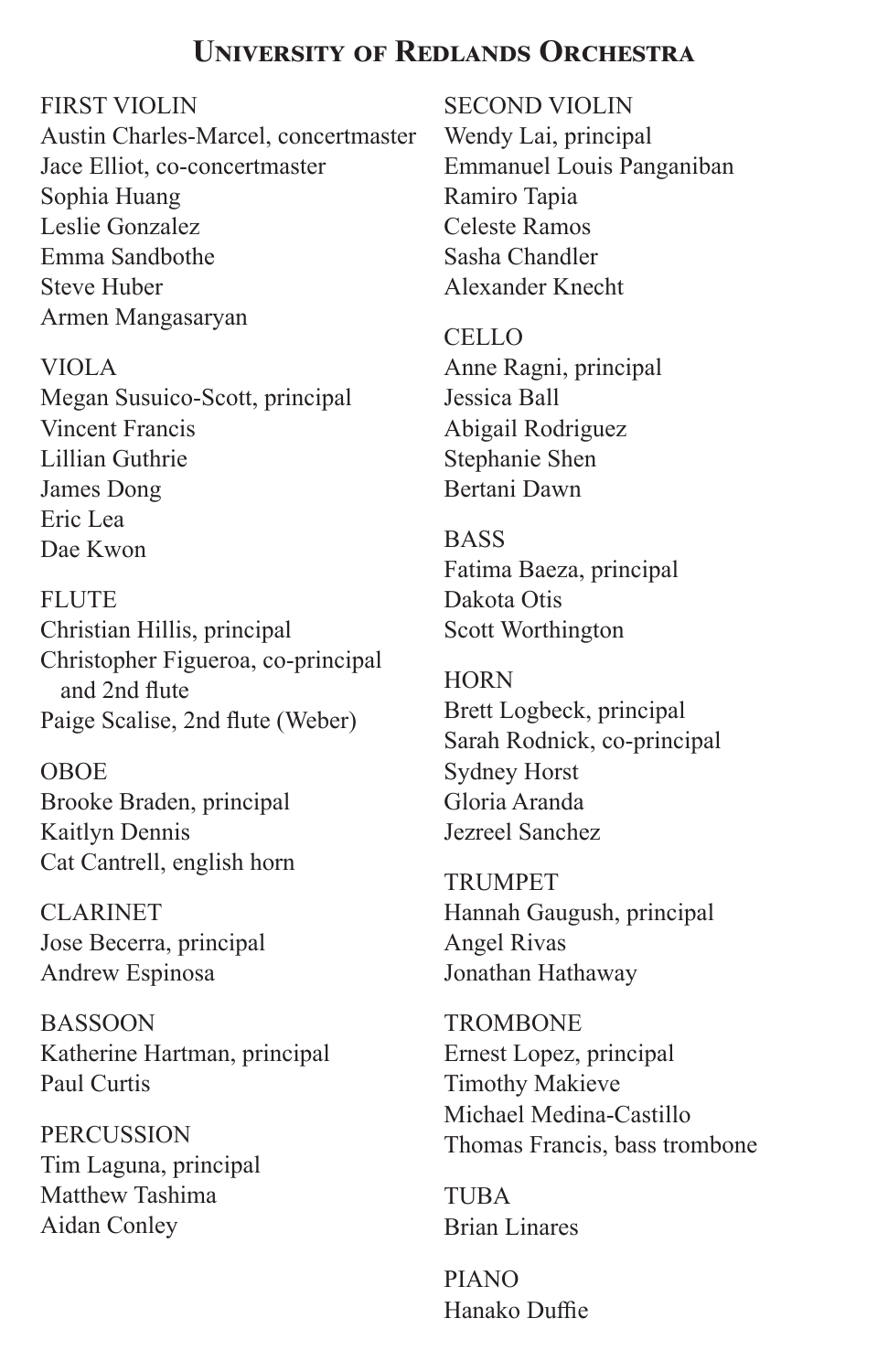# University of Redlands Orchestra

FIRST VIOLIN
Austin Charles-Marcel, concertmaster
Jace Elliot, co-concertmaster
Sophia Huang
Leslie Gonzalez
Emma Sandbothe
Steve Huber
Armen Mangasaryan

VIOLA
Megan Susuico-Scott, principal
Vincent Francis
Lillian Guthrie
James Dong
Eric Lea
Dae Kwon

FLUTE
Christian Hillis, principal
Christopher Figueroa, co-principal and 2nd flute
Paige Scalise, 2nd flute (Weber)

OBOE
Brooke Braden, principal
Kaitlyn Dennis
Cat Cantrell, english horn

CLARINET
Jose Becerra, principal
Andrew Espinosa

BASSOON
Katherine Hartman, principal
Paul Curtis

PERCUSSION
Tim Laguna, principal
Matthew Tashima
Aidan Conley

SECOND VIOLIN
Wendy Lai, principal
Emmanuel Louis Panganiban
Ramiro Tapia
Celeste Ramos
Sasha Chandler
Alexander Knecht

CELLO
Anne Ragni, principal
Jessica Ball
Abigail Rodriguez
Stephanie Shen
Bertani Dawn

BASS
Fatima Baeza, principal
Dakota Otis
Scott Worthington

HORN
Brett Logbeck, principal
Sarah Rodnick, co-principal
Sydney Horst
Gloria Aranda
Jezreel Sanchez

TRUMPET
Hannah Gaugush, principal
Angel Rivas
Jonathan Hathaway

TROMBONE
Ernest Lopez, principal
Timothy Makieve
Michael Medina-Castillo
Thomas Francis, bass trombone

TUBA
Brian Linares

PIANO
Hanako Duffie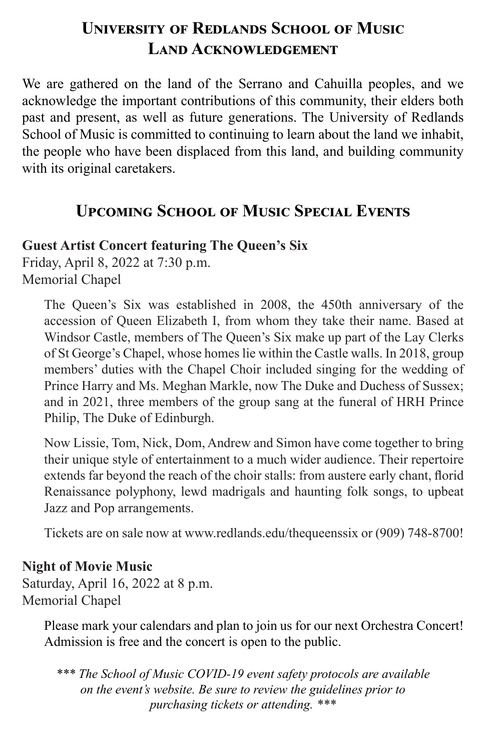## University of Redlands School of Music Land Acknowledgement

We are gathered on the land of the Serrano and Cahuilla peoples, and we acknowledge the important contributions of this community, their elders both past and present, as well as future generations. The University of Redlands School of Music is committed to continuing to learn about the land we inhabit, the people who have been displaced from this land, and building community with its original caretakers.

## Upcoming School of Music Special Events

**Guest Artist Concert featuring The Queen's Six**
Friday, April 8, 2022 at 7:30 p.m.
Memorial Chapel

The Queen's Six was established in 2008, the 450th anniversary of the accession of Queen Elizabeth I, from whom they take their name. Based at Windsor Castle, members of The Queen's Six make up part of the Lay Clerks of St George's Chapel, whose homes lie within the Castle walls. In 2018, group members' duties with the Chapel Choir included singing for the wedding of Prince Harry and Ms. Meghan Markle, now The Duke and Duchess of Sussex; and in 2021, three members of the group sang at the funeral of HRH Prince Philip, The Duke of Edinburgh.

Now Lissie, Tom, Nick, Dom, Andrew and Simon have come together to bring their unique style of entertainment to a much wider audience. Their repertoire extends far beyond the reach of the choir stalls: from austere early chant, florid Renaissance polyphony, lewd madrigals and haunting folk songs, to upbeat Jazz and Pop arrangements.

Tickets are on sale now at www.redlands.edu/thequeenssix or (909) 748-8700!

**Night of Movie Music**
Saturday, April 16, 2022 at 8 p.m.
Memorial Chapel

Please mark your calendars and plan to join us for our next Orchestra Concert! Admission is free and the concert is open to the public.

*\*\*\* The School of Music COVID-19 event safety protocols are available on the event's website. Be sure to review the guidelines prior to purchasing tickets or attending. \*\*\**